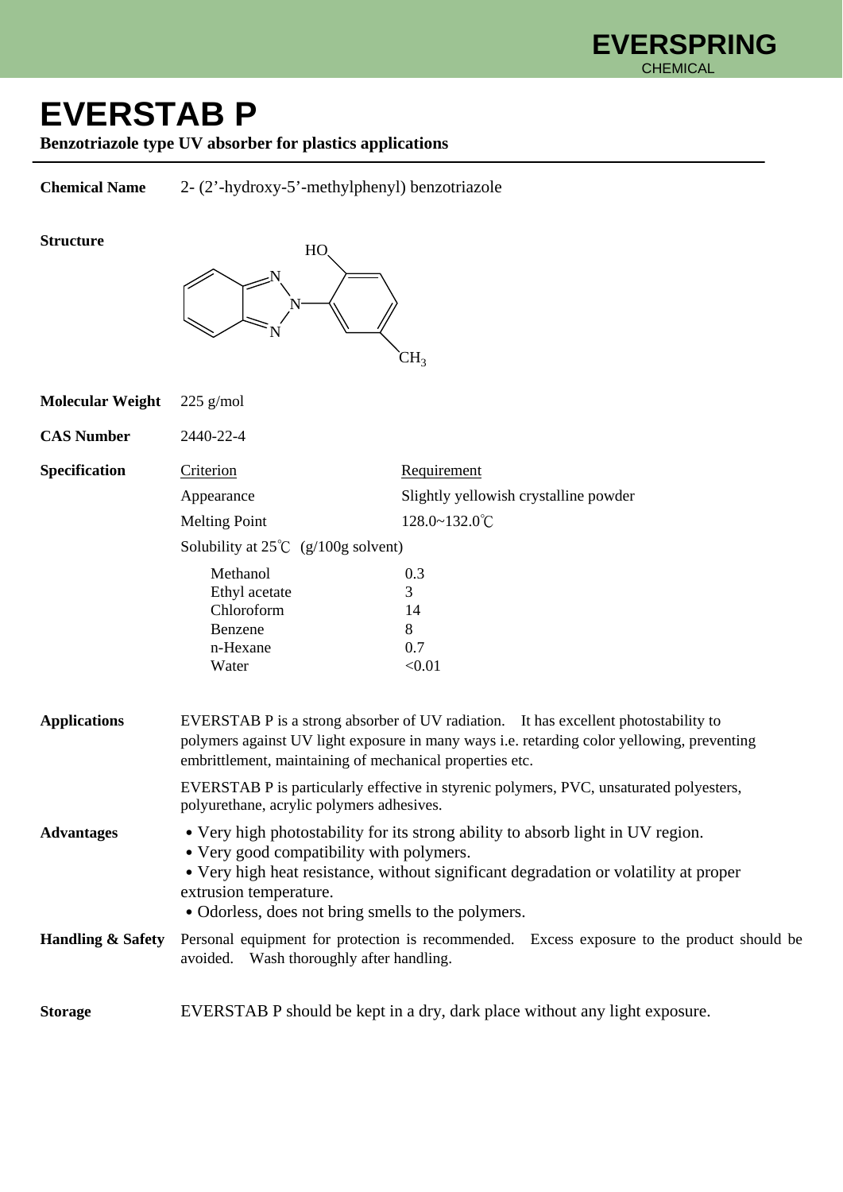EVERSPRING
CHEMICAL

# EVERSTAB P

**Benzotriazole type UV absorber for plastics applications**

**Chemical Name** 2- (2'-hydroxy-5'-methylphenyl) benzotriazole

**Structure**

**Molecular Weight** 225 g/mol

**CAS Number** 2440-22-4

**Specification**

| Criterion | Requirement |
| --- | --- |
| Appearance | Slightly yellowish crystalline powder |
| Melting Point | 128.0~132.0℃ |
| Solubility at 25℃ (g/100g solvent) | |
| Methanol | 0.3 |
| Ethyl acetate | 3 |
| Chloroform | 14 |
| Benzene | 8 |
| n-Hexane | 0.7 |
| Water | <0.01 |

**Applications**

EVERSTAB P is a strong absorber of UV radiation. It has excellent photostability to polymers against UV light exposure in many ways i.e. retarding color yellowing, preventing embrittlement, maintaining of mechanical properties etc.

EVERSTAB P is particularly effective in styrenic polymers, PVC, unsaturated polyesters, polyurethane, acrylic polymers adhesives.

**Advantages**

- Very high photostability for its strong ability to absorb light in UV region.
- Very good compatibility with polymers.
- Very high heat resistance, without significant degradation or volatility at proper extrusion temperature.
- Odorless, does not bring smells to the polymers.

**Handling & Safety** Personal equipment for protection is recommended. Excess exposure to the product should be avoided. Wash thoroughly after handling.

**Storage** EVERSTAB P should be kept in a dry, dark place without any light exposure.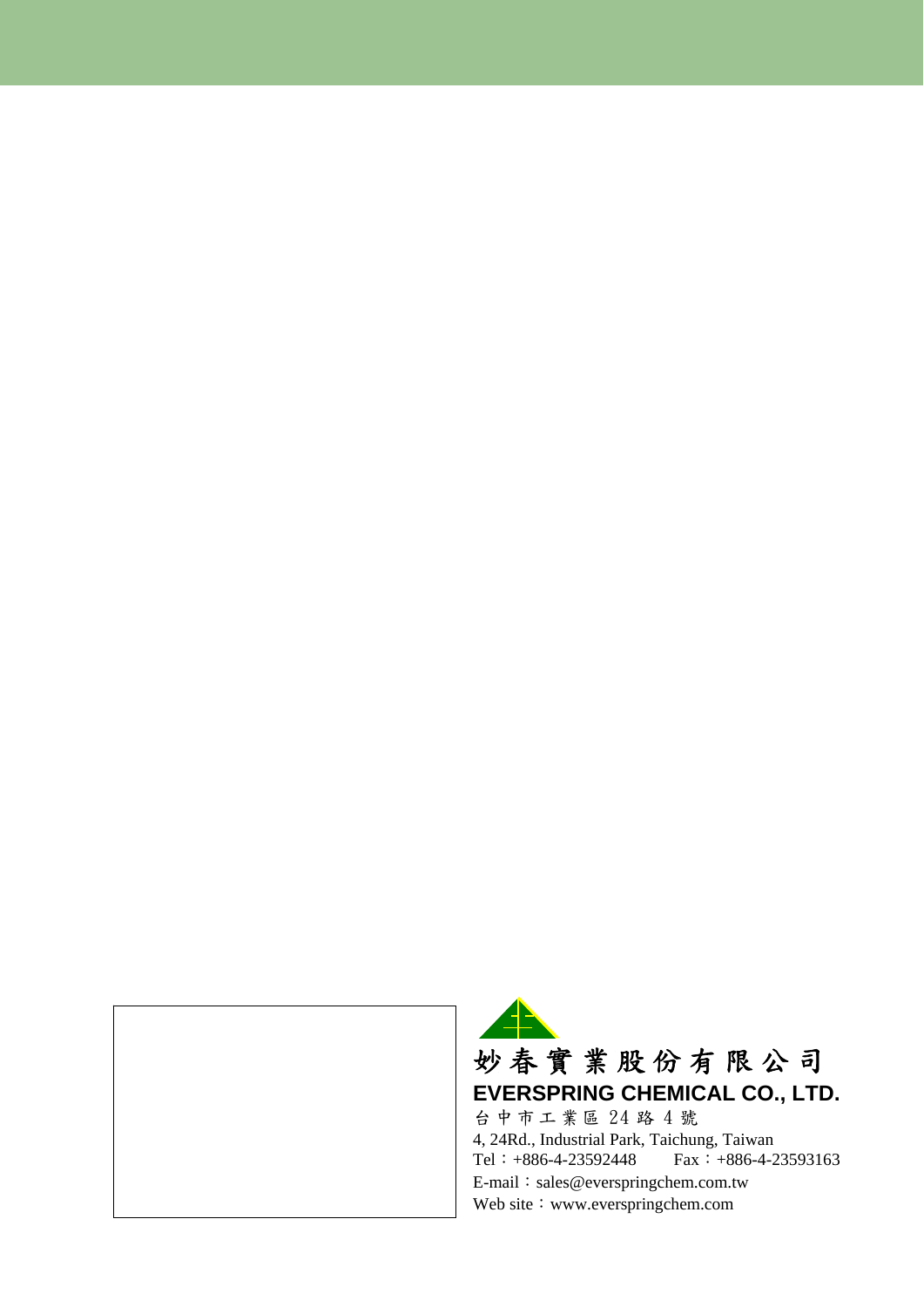妙春實業股份有限公司

**EVERSPRING CHEMICAL CO., LTD.**

台中市工業區 24 路 4 號

4, 24Rd., Industrial Park, Taichung, Taiwan

Tel：+886-4-23592448　　Fax：+886-4-23593163

E-mail：sales@everspringchem.com.tw

Web site：www.everspringchem.com